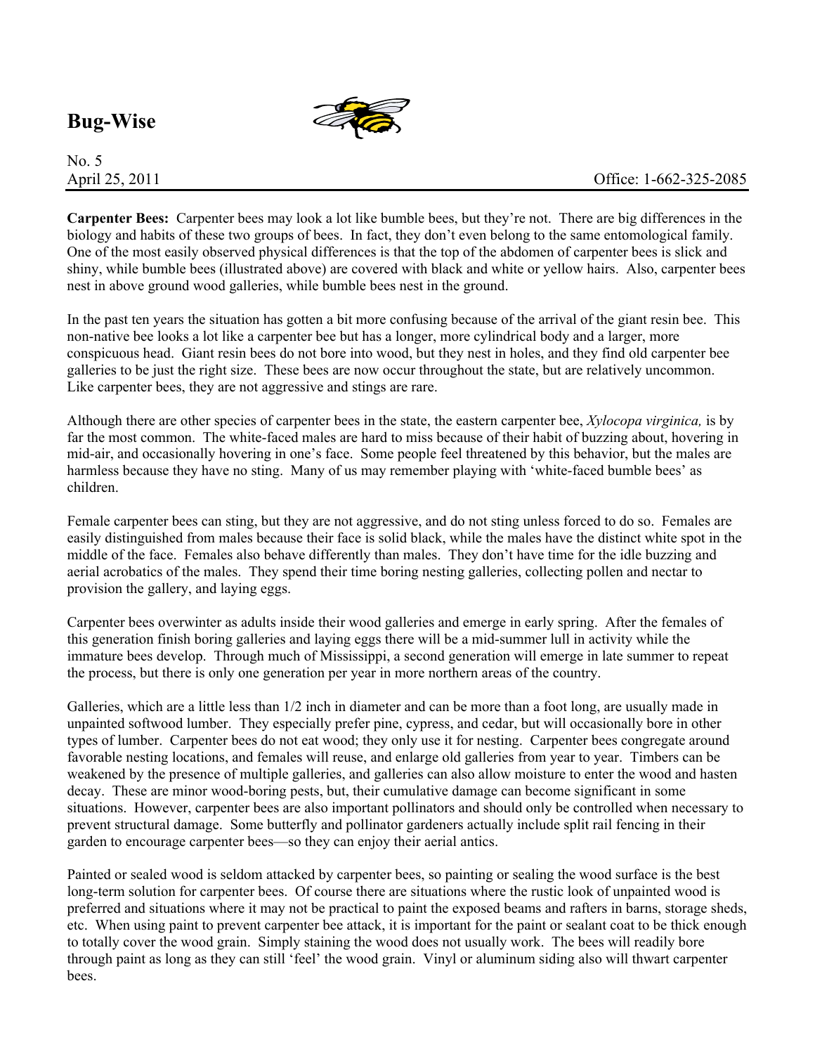# Bug-Wise

No. 5
April 25, 2011

Office: 1-662-325-2085

**Carpenter Bees:** Carpenter bees may look a lot like bumble bees, but they're not. There are big differences in the biology and habits of these two groups of bees. In fact, they don't even belong to the same entomological family. One of the most easily observed physical differences is that the top of the abdomen of carpenter bees is slick and shiny, while bumble bees (illustrated above) are covered with black and white or yellow hairs. Also, carpenter bees nest in above ground wood galleries, while bumble bees nest in the ground.

In the past ten years the situation has gotten a bit more confusing because of the arrival of the giant resin bee. This non-native bee looks a lot like a carpenter bee but has a longer, more cylindrical body and a larger, more conspicuous head. Giant resin bees do not bore into wood, but they nest in holes, and they find old carpenter bee galleries to be just the right size. These bees are now occur throughout the state, but are relatively uncommon. Like carpenter bees, they are not aggressive and stings are rare.

Although there are other species of carpenter bees in the state, the eastern carpenter bee, *Xylocopa virginica,* is by far the most common. The white-faced males are hard to miss because of their habit of buzzing about, hovering in mid-air, and occasionally hovering in one's face. Some people feel threatened by this behavior, but the males are harmless because they have no sting. Many of us may remember playing with 'white-faced bumble bees' as children.

Female carpenter bees can sting, but they are not aggressive, and do not sting unless forced to do so. Females are easily distinguished from males because their face is solid black, while the males have the distinct white spot in the middle of the face. Females also behave differently than males. They don't have time for the idle buzzing and aerial acrobatics of the males. They spend their time boring nesting galleries, collecting pollen and nectar to provision the gallery, and laying eggs.

Carpenter bees overwinter as adults inside their wood galleries and emerge in early spring. After the females of this generation finish boring galleries and laying eggs there will be a mid-summer lull in activity while the immature bees develop. Through much of Mississippi, a second generation will emerge in late summer to repeat the process, but there is only one generation per year in more northern areas of the country.

Galleries, which are a little less than 1/2 inch in diameter and can be more than a foot long, are usually made in unpainted softwood lumber. They especially prefer pine, cypress, and cedar, but will occasionally bore in other types of lumber. Carpenter bees do not eat wood; they only use it for nesting. Carpenter bees congregate around favorable nesting locations, and females will reuse, and enlarge old galleries from year to year. Timbers can be weakened by the presence of multiple galleries, and galleries can also allow moisture to enter the wood and hasten decay. These are minor wood-boring pests, but, their cumulative damage can become significant in some situations. However, carpenter bees are also important pollinators and should only be controlled when necessary to prevent structural damage. Some butterfly and pollinator gardeners actually include split rail fencing in their garden to encourage carpenter bees—so they can enjoy their aerial antics.

Painted or sealed wood is seldom attacked by carpenter bees, so painting or sealing the wood surface is the best long-term solution for carpenter bees. Of course there are situations where the rustic look of unpainted wood is preferred and situations where it may not be practical to paint the exposed beams and rafters in barns, storage sheds, etc. When using paint to prevent carpenter bee attack, it is important for the paint or sealant coat to be thick enough to totally cover the wood grain. Simply staining the wood does not usually work. The bees will readily bore through paint as long as they can still 'feel' the wood grain. Vinyl or aluminum siding also will thwart carpenter bees.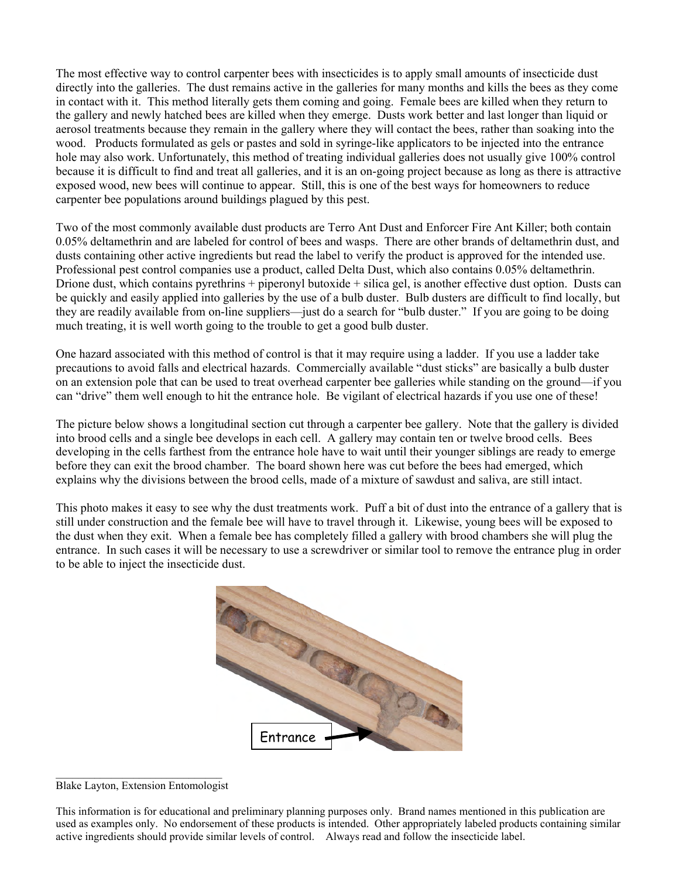The most effective way to control carpenter bees with insecticides is to apply small amounts of insecticide dust directly into the galleries. The dust remains active in the galleries for many months and kills the bees as they come in contact with it. This method literally gets them coming and going. Female bees are killed when they return to the gallery and newly hatched bees are killed when they emerge. Dusts work better and last longer than liquid or aerosol treatments because they remain in the gallery where they will contact the bees, rather than soaking into the wood. Products formulated as gels or pastes and sold in syringe-like applicators to be injected into the entrance hole may also work. Unfortunately, this method of treating individual galleries does not usually give 100% control because it is difficult to find and treat all galleries, and it is an on-going project because as long as there is attractive exposed wood, new bees will continue to appear. Still, this is one of the best ways for homeowners to reduce carpenter bee populations around buildings plagued by this pest.

Two of the most commonly available dust products are Terro Ant Dust and Enforcer Fire Ant Killer; both contain 0.05% deltamethrin and are labeled for control of bees and wasps. There are other brands of deltamethrin dust, and dusts containing other active ingredients but read the label to verify the product is approved for the intended use. Professional pest control companies use a product, called Delta Dust, which also contains 0.05% deltamethrin. Drione dust, which contains pyrethrins + piperonyl butoxide + silica gel, is another effective dust option. Dusts can be quickly and easily applied into galleries by the use of a bulb duster. Bulb dusters are difficult to find locally, but they are readily available from on-line suppliers—just do a search for "bulb duster." If you are going to be doing much treating, it is well worth going to the trouble to get a good bulb duster.

One hazard associated with this method of control is that it may require using a ladder. If you use a ladder take precautions to avoid falls and electrical hazards. Commercially available "dust sticks" are basically a bulb duster on an extension pole that can be used to treat overhead carpenter bee galleries while standing on the ground—if you can "drive" them well enough to hit the entrance hole. Be vigilant of electrical hazards if you use one of these!

The picture below shows a longitudinal section cut through a carpenter bee gallery. Note that the gallery is divided into brood cells and a single bee develops in each cell. A gallery may contain ten or twelve brood cells. Bees developing in the cells farthest from the entrance hole have to wait until their younger siblings are ready to emerge before they can exit the brood chamber. The board shown here was cut before the bees had emerged, which explains why the divisions between the brood cells, made of a mixture of sawdust and saliva, are still intact.

This photo makes it easy to see why the dust treatments work. Puff a bit of dust into the entrance of a gallery that is still under construction and the female bee will have to travel through it. Likewise, young bees will be exposed to the dust when they exit. When a female bee has completely filled a gallery with brood chambers she will plug the entrance. In such cases it will be necessary to use a screwdriver or similar tool to remove the entrance plug in order to be able to inject the insecticide dust.

Entrance

Blake Layton, Extension Entomologist

This information is for educational and preliminary planning purposes only. Brand names mentioned in this publication are used as examples only. No endorsement of these products is intended. Other appropriately labeled products containing similar active ingredients should provide similar levels of control. Always read and follow the insecticide label.